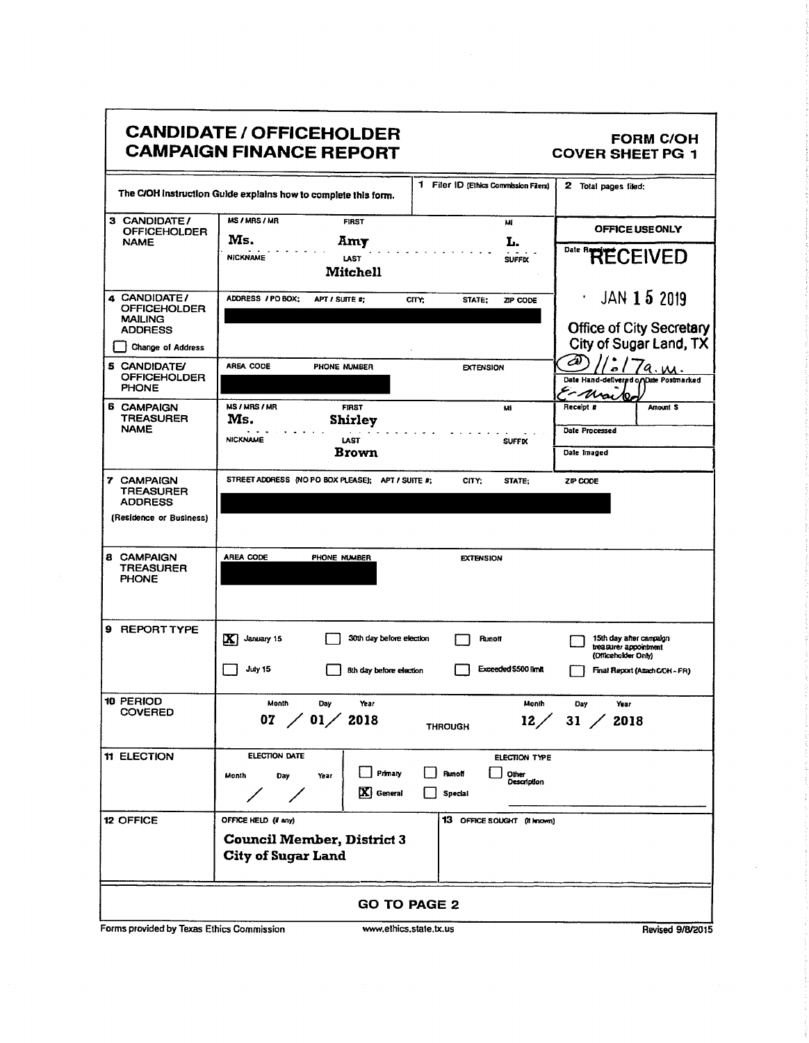# CANDIDATE / OFFICEHOLDER CAMPAIGN FINANCE REPORT

**FORM C/OH**
**COVER SHEET PG 1**

The C/OH Instruction Guide explains how to complete this form.

**1** Filer ID (Ethics Commission Filers)

**2** Total pages filed:

| | | |
|---|---|---|
| **3 CANDIDATE / OFFICEHOLDER NAME** | MS / MRS / MR: Ms. FIRST: Amy MI: L. NICKNAME: LAST: Mitchell SUFFIX: | OFFICE USE ONLY<br>Date Received: RECEIVED JAN 15 2019 Office of City Secretary City of Sugar Land, TX |
| **4 CANDIDATE / OFFICEHOLDER MAILING ADDRESS** ☐ Change of Address | ADDRESS / PO BOX; APT / SUITE #; CITY; STATE; ZIP CODE: [REDACTED] | |
| **5 CANDIDATE/ OFFICEHOLDER PHONE** | AREA CODE PHONE NUMBER EXTENSION: [REDACTED] | Date Hand-delivered or Date Postmarked: @ 11:17a.m. E-mailed |
| **6 CAMPAIGN TREASURER NAME** | MS / MRS / MR: Ms. FIRST: Shirley MI: NICKNAME: LAST: Brown SUFFIX: | Receipt # / Amount $<br>Date Processed<br>Date Imaged |
| **7 CAMPAIGN TREASURER ADDRESS** (Residence or Business) | STREET ADDRESS (NO PO BOX PLEASE); APT / SUITE #; CITY; STATE; ZIP CODE: [REDACTED] | |
| **8 CAMPAIGN TREASURER PHONE** | AREA CODE PHONE NUMBER EXTENSION: [REDACTED] | |

**9 REPORT TYPE**

- [X] January 15
- [ ] July 15
- [ ] 30th day before election
- [ ] 8th day before election
- [ ] Runoff
- [ ] Exceeded $500 limit
- [ ] 15th day after campaign treasurer appointment (Officeholder Only)
- [ ] Final Report (Attach C/OH - FR)

**10 PERIOD COVERED**

Month / Day / Year: 07 / 01 / 2018 THROUGH Month / Day / Year: 12 / 31 / 2018

**11 ELECTION**

ELECTION DATE: Month / Day / Year: / /

ELECTION TYPE:
- [ ] Primary
- [X] General
- [ ] Runoff
- [ ] Special
- [ ] Other Description

**12 OFFICE**

OFFICE HELD (if any): Council Member, District 3 City of Sugar Land

**13** OFFICE SOUGHT (if known):

**GO TO PAGE 2**

Forms provided by Texas Ethics Commission www.ethics.state.tx.us Revised 9/8/2015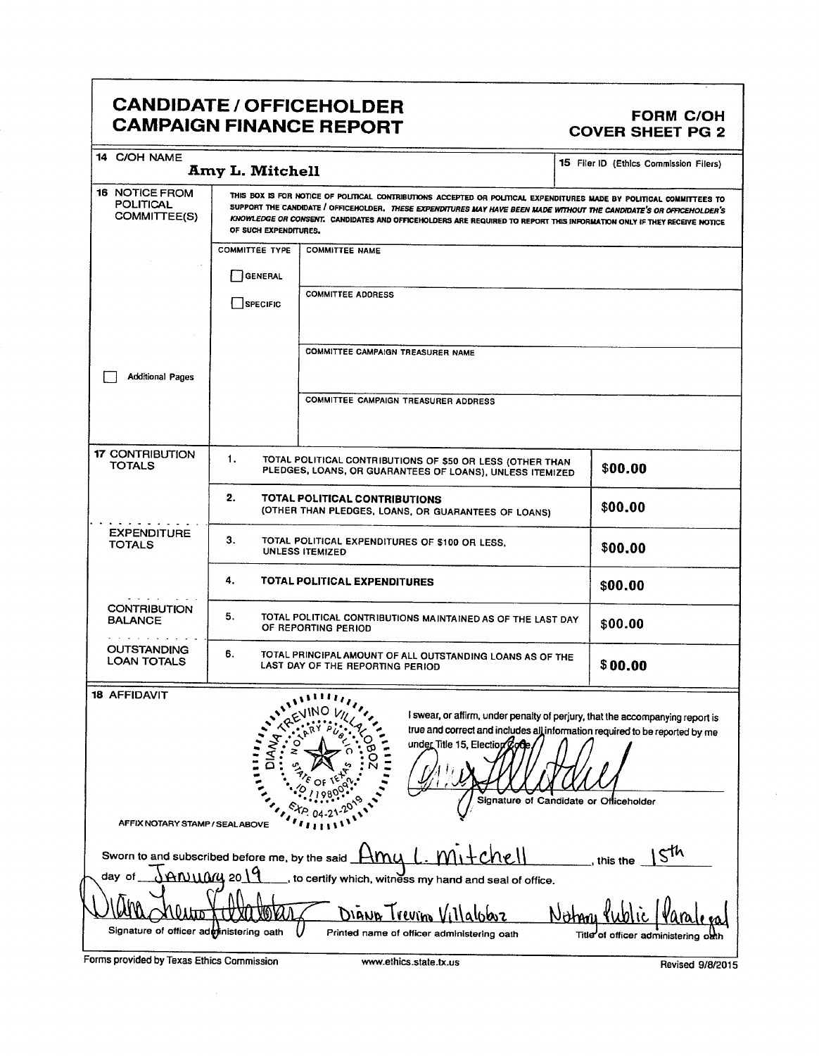# CANDIDATE / OFFICEHOLDER CAMPAIGN FINANCE REPORT

**FORM C/OH COVER SHEET PG 2**

| | | |
|---|---|---|
| 14 C/OH NAME | **Amy L. Mitchell** | 15 Filer ID (Ethics Commission Filers) |

**16 NOTICE FROM POLITICAL COMMITTEE(S)**

THIS BOX IS FOR NOTICE OF POLITICAL CONTRIBUTIONS ACCEPTED OR POLITICAL EXPENDITURES MADE BY POLITICAL COMMITTEES TO SUPPORT THE CANDIDATE / OFFICEHOLDER. *THESE EXPENDITURES MAY HAVE BEEN MADE WITHOUT THE CANDIDATE'S OR OFFICEHOLDER'S KNOWLEDGE OR CONSENT.* CANDIDATES AND OFFICEHOLDERS ARE REQUIRED TO REPORT THIS INFORMATION ONLY IF THEY RECEIVE NOTICE OF SUCH EXPENDITURES.

| COMMITTEE TYPE | |
|---|---|
| ☐ GENERAL<br>☐ SPECIFIC | COMMITTEE NAME |
| | COMMITTEE ADDRESS |
| | COMMITTEE CAMPAIGN TREASURER NAME |
| | COMMITTEE CAMPAIGN TREASURER ADDRESS |

☐ Additional Pages

| | | | |
|---|---|---|---|
| **17 CONTRIBUTION TOTALS** | 1. | TOTAL POLITICAL CONTRIBUTIONS OF $50 OR LESS (OTHER THAN PLEDGES, LOANS, OR GUARANTEES OF LOANS), UNLESS ITEMIZED | $00.00 |
| | 2. | **TOTAL POLITICAL CONTRIBUTIONS** (OTHER THAN PLEDGES, LOANS, OR GUARANTEES OF LOANS) | $00.00 |
| **EXPENDITURE TOTALS** | 3. | TOTAL POLITICAL EXPENDITURES OF $100 OR LESS, UNLESS ITEMIZED | $00.00 |
| | 4. | **TOTAL POLITICAL EXPENDITURES** | $00.00 |
| **CONTRIBUTION BALANCE** | 5. | TOTAL POLITICAL CONTRIBUTIONS MAINTAINED AS OF THE LAST DAY OF REPORTING PERIOD | $00.00 |
| **OUTSTANDING LOAN TOTALS** | 6. | TOTAL PRINCIPAL AMOUNT OF ALL OUTSTANDING LOANS AS OF THE LAST DAY OF THE REPORTING PERIOD | $00.00 |

**18 AFFIDAVIT**

DIANA TREVINO VILLALOBOZ NOTARY PUBLIC STATE OF TEXAS ID 11980092 EXP. 04-21-2019

AFFIX NOTARY STAMP / SEAL ABOVE

I swear, or affirm, under penalty of perjury, that the accompanying report is true and correct and includes all information required to be reported by me under Title 15, Election Code.

Signature of Candidate or Officeholder

Sworn to and subscribed before me, by the said Amy L. Mitchell, this the 15th day of January 2019, to certify which, witness my hand and seal of office.

| Signature of officer administering oath | Printed name of officer administering oath | Title of officer administering oath |
|---|---|---|
| | Diana Trevino Villaloboz | Notary Public / Paralegal |

Forms provided by Texas Ethics Commission    www.ethics.state.tx.us    Revised 9/8/2015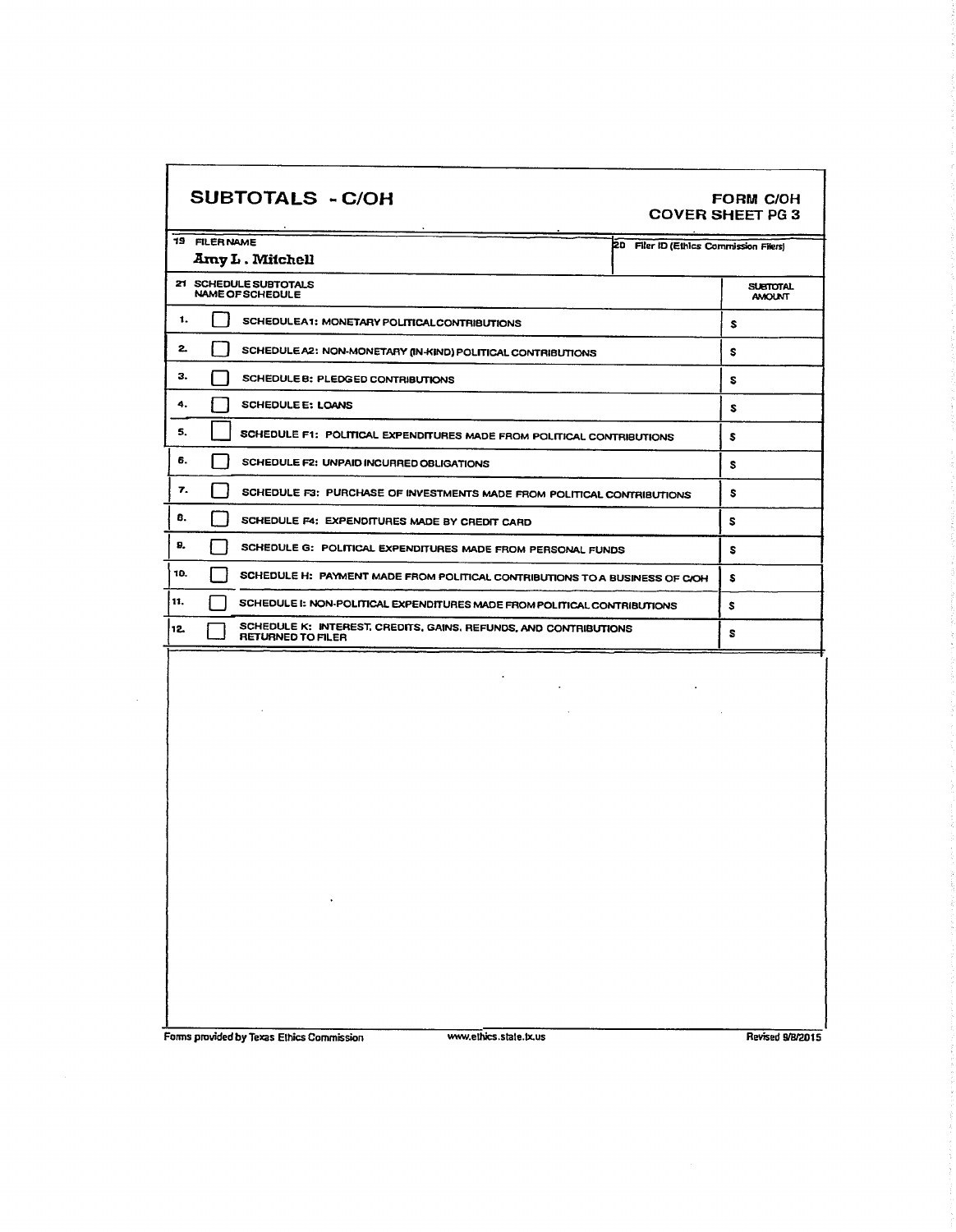# SUBTOTALS - C/OH

**FORM C/OH**
**COVER SHEET PG 3**

| 19 FILER NAME | 20 Filer ID (Ethics Commission Filers) |
|---|---|
| Amy L. Mitchell | |

| 21 SCHEDULE SUBTOTALS NAME OF SCHEDULE | | SUBTOTAL AMOUNT |
|---|---|---|
| 1. | ☐ SCHEDULE A1: MONETARY POLITICAL CONTRIBUTIONS | $ |
| 2. | ☐ SCHEDULE A2: NON-MONETARY (IN-KIND) POLITICAL CONTRIBUTIONS | $ |
| 3. | ☐ SCHEDULE B: PLEDGED CONTRIBUTIONS | $ |
| 4. | ☐ SCHEDULE E: LOANS | $ |
| 5. | ☐ SCHEDULE F1: POLITICAL EXPENDITURES MADE FROM POLITICAL CONTRIBUTIONS | $ |
| 6. | ☐ SCHEDULE F2: UNPAID INCURRED OBLIGATIONS | $ |
| 7. | ☐ SCHEDULE F3: PURCHASE OF INVESTMENTS MADE FROM POLITICAL CONTRIBUTIONS | $ |
| 8. | ☐ SCHEDULE F4: EXPENDITURES MADE BY CREDIT CARD | $ |
| 9. | ☐ SCHEDULE G: POLITICAL EXPENDITURES MADE FROM PERSONAL FUNDS | $ |
| 10. | ☐ SCHEDULE H: PAYMENT MADE FROM POLITICAL CONTRIBUTIONS TO A BUSINESS OF C/OH | $ |
| 11. | ☐ SCHEDULE I: NON-POLITICAL EXPENDITURES MADE FROM POLITICAL CONTRIBUTIONS | $ |
| 12. | ☐ SCHEDULE K: INTEREST, CREDITS, GAINS, REFUNDS, AND CONTRIBUTIONS RETURNED TO FILER | $ |

Forms provided by Texas Ethics Commission www.ethics.state.tx.us Revised 9/8/2015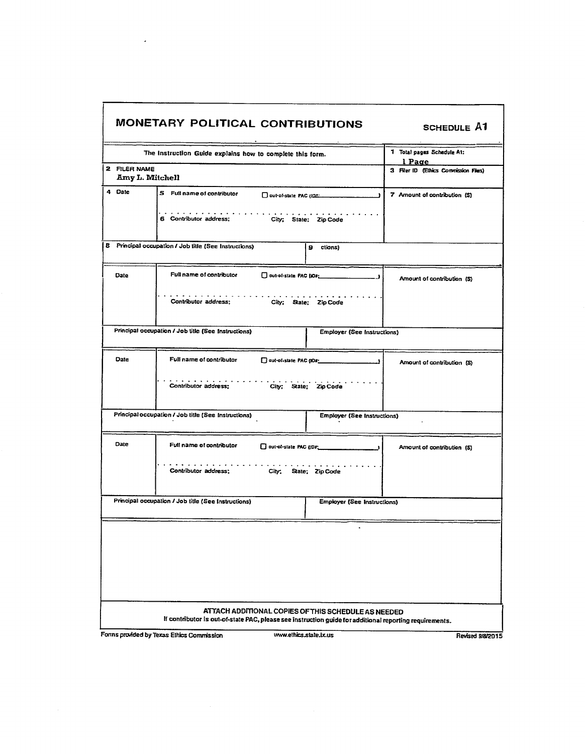# MONETARY POLITICAL CONTRIBUTIONS

**SCHEDULE A1**

| | | |
|---|---|---|
| The Instruction Guide explains how to complete this form. | | 1 Total pages Schedule A1: 1 Page |
| 2 FILER NAME<br>Amy L. Mitchell | | 3 Filer ID (Ethics Commission Filers) |
| 4 Date | 5 Full name of contributor ☐ out-of-state PAC (ID#: \_\_\_\_\_\_\_\_\_\_\_\_\_\_\_\_\_)<br>6 Contributor address; City; State; Zip Code | 7 Amount of contribution ($) |
| 8 Principal occupation / Job title (See Instructions) | 9 ctions) | |
| Date | Full name of contributor ☐ out-of-state PAC (ID#: \_\_\_\_\_\_\_\_\_\_\_\_\_\_\_\_\_)<br>Contributor address; City; State; Zip Code | Amount of contribution ($) |
| Principal occupation / Job title (See Instructions) | Employer (See Instructions) | |
| Date | Full name of contributor ☐ out-of-state PAC (ID#: \_\_\_\_\_\_\_\_\_\_\_\_\_\_\_\_\_)<br>Contributor address; City; State; Zip Code | Amount of contribution ($) |
| Principal occupation / Job title (See Instructions) | Employer (See Instructions) | |
| Date | Full name of contributor ☐ out-of-state PAC (ID#: \_\_\_\_\_\_\_\_\_\_\_\_\_\_\_\_\_)<br>Contributor address; City; State; Zip Code | Amount of contribution ($) |
| Principal occupation / Job title (See Instructions) | Employer (See Instructions) | |

**ATTACH ADDITIONAL COPIES OF THIS SCHEDULE AS NEEDED**

If contributor is out-of-state PAC, please see instruction guide for additional reporting requirements.

Forms provided by Texas Ethics Commission www.ethics.state.tx.us Revised 9/8/2015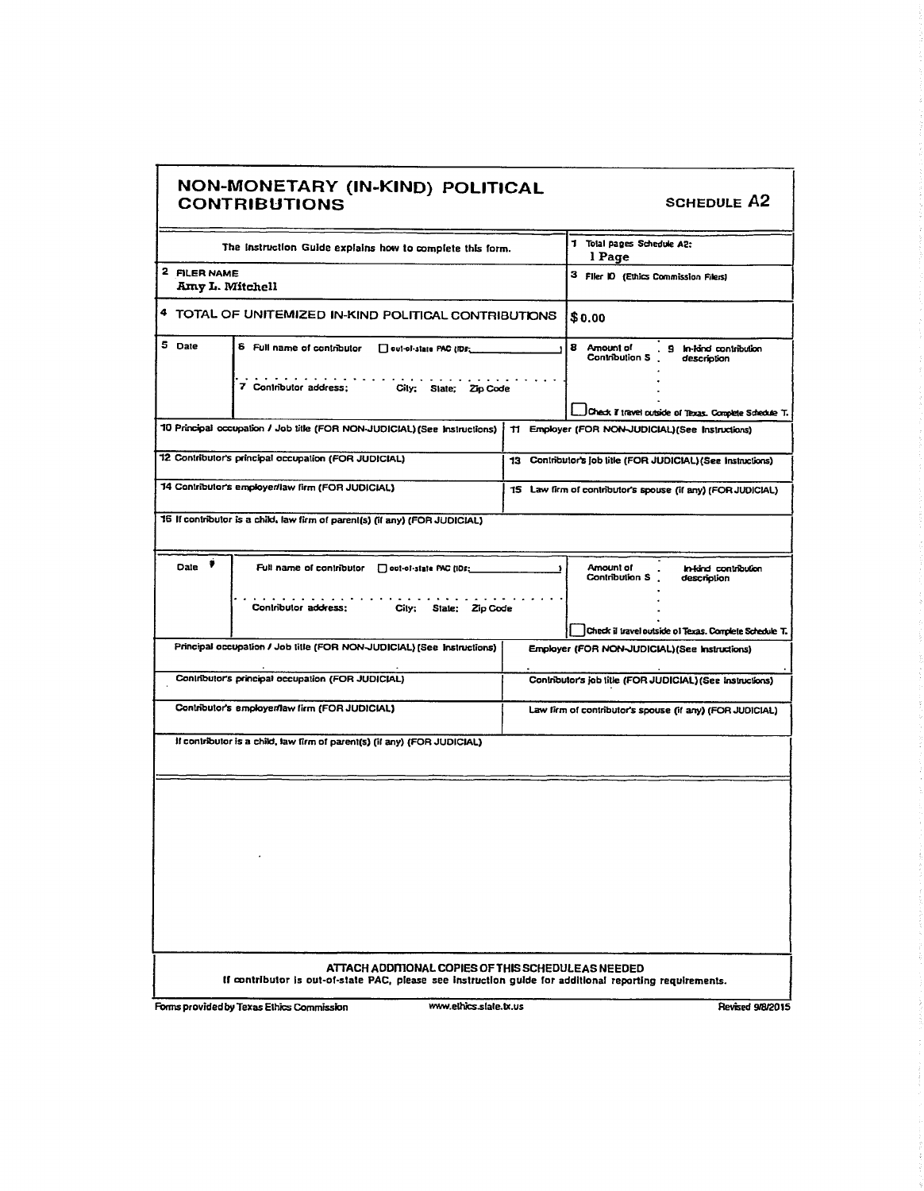# NON-MONETARY (IN-KIND) POLITICAL CONTRIBUTIONS

**SCHEDULE A2**

| | |
|---|---|
| The Instruction Guide explains how to complete this form. | 1 Total pages Schedule A2: 1 Page |
| 2 FILER NAME Amy L. Mitchell | 3 Filer ID (Ethics Commission Filers) |
| 4 TOTAL OF UNITEMIZED IN-KIND POLITICAL CONTRIBUTIONS | $0.00 |

| | | |
|---|---|---|
| 5 Date | 6 Full name of contributor ☐ out-of-state PAC (ID#: ) | 8 Amount of Contribution $ / 9 In-kind contribution description |
| | 7 Contributor address; City; State; Zip Code | ☐ Check if travel outside of Texas. Complete Schedule T. |

| | |
|---|---|
| 10 Principal occupation / Job title (FOR NON-JUDICIAL) (See Instructions) | 11 Employer (FOR NON-JUDICIAL) (See Instructions) |
| 12 Contributor's principal occupation (FOR JUDICIAL) | 13 Contributor's job title (FOR JUDICIAL) (See Instructions) |
| 14 Contributor's employer/law firm (FOR JUDICIAL) | 15 Law firm of contributor's spouse (if any) (FOR JUDICIAL) |
| 16 If contributor is a child, law firm of parent(s) (if any) (FOR JUDICIAL) | |

| | | |
|---|---|---|
| Date | Full name of contributor ☐ out-of-state PAC (ID#: ) | Amount of Contribution $ / In-kind contribution description |
| | Contributor address; City; State; Zip Code | ☐ Check if travel outside of Texas. Complete Schedule T. |

| | |
|---|---|
| Principal occupation / Job title (FOR NON-JUDICIAL) (See Instructions) | Employer (FOR NON-JUDICIAL) (See Instructions) |
| Contributor's principal occupation (FOR JUDICIAL) | Contributor's job title (FOR JUDICIAL) (See Instructions) |
| Contributor's employer/law firm (FOR JUDICIAL) | Law firm of contributor's spouse (if any) (FOR JUDICIAL) |
| If contributor is a child, law firm of parent(s) (if any) (FOR JUDICIAL) | |

**ATTACH ADDITIONAL COPIES OF THIS SCHEDULE AS NEEDED**

If contributor is out-of-state PAC, please see instruction guide for additional reporting requirements.

Forms provided by Texas Ethics Commission    www.ethics.state.tx.us    Revised 9/8/2015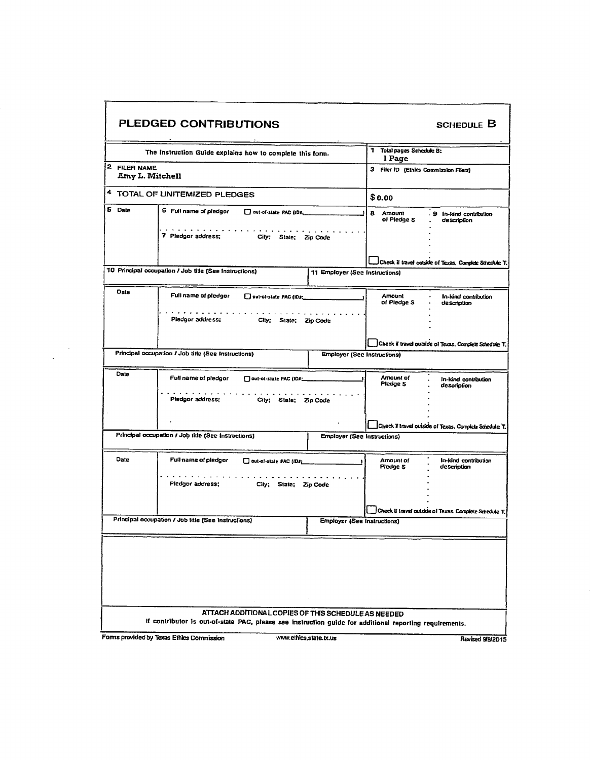# PLEDGED CONTRIBUTIONS

**SCHEDULE B**

| | |
|---|---|
| The Instruction Guide explains how to complete this form. | 1 Total pages Schedule B: 1 Page |
| 2 FILER NAME Amy L. Mitchell | 3 Filer ID (Ethics Commission Filers) |
| 4 TOTAL OF UNITEMIZED PLEDGES | $0.00 |

| | | |
|---|---|---|
| 5 Date | 6 Full name of pledgor ☐ out-of-state PAC (ID#: ) 7 Pledgor address; City; State; Zip Code | 8 Amount of Pledge $ 9 In-kind contribution description ☐ Check if travel outside of Texas. Complete Schedule T. |
| 10 Principal occupation / Job title (See Instructions) | | 11 Employer (See Instructions) |
| Date | Full name of pledgor ☐ out-of-state PAC (ID#: ) Pledgor address; City; State; Zip Code | Amount of Pledge $ In-kind contribution description ☐ Check if travel outside of Texas. Complete Schedule T. |
| Principal occupation / Job title (See Instructions) | | Employer (See Instructions) |
| Date | Full name of pledgor ☐ out-of-state PAC (ID#: ) Pledgor address; City; State; Zip Code | Amount of Pledge $ In-kind contribution description ☐ Check if travel outside of Texas. Complete Schedule T. |
| Principal occupation / Job title (See Instructions) | | Employer (See Instructions) |
| Date | Full name of pledgor ☐ out-of-state PAC (ID#: ) Pledgor address; City; State; Zip Code | Amount of Pledge $ In-kind contribution description ☐ Check if travel outside of Texas. Complete Schedule T. |
| Principal occupation / Job title (See Instructions) | | Employer (See Instructions) |

**ATTACH ADDITIONAL COPIES OF THIS SCHEDULE AS NEEDED**

If contributor is out-of-state PAC, please see instruction guide for additional reporting requirements.

Forms provided by Texas Ethics Commission    www.ethics.state.tx.us    Revised 9/8/2015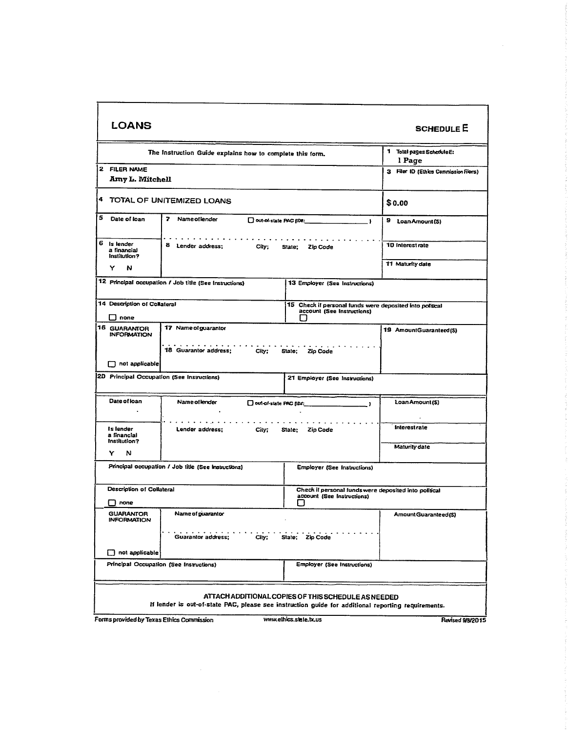## LOANS

**SCHEDULE E**

| | |
|---|---|
| The Instruction Guide explains how to complete this form. | 1 Total pages Schedule E: 1 Page |
| 2 FILER NAME<br>Amy L. Mitchell | 3 Filer ID (Ethics Commission Filers) |
| 4 TOTAL OF UNITEMIZED LOANS | $0.00 |

| | | |
|---|---|---|
| 5 Date of loan | 7 Name of lender ☐ out-of-state PAC (ID#: ) | 9 Loan Amount ($) |
| 6 Is lender a financial institution?<br>Y N | 8 Lender address; City; State; Zip Code | 10 Interest rate |
| | | 11 Maturity date |
| 12 Principal occupation / Job title (See Instructions) | 13 Employer (See Instructions) | |
| 14 Description of Collateral<br>☐ none | 15 Check if personal funds were deposited into political account (See Instructions) ☐ | |
| 16 GUARANTOR INFORMATION<br>☐ not applicable | 17 Name of guarantor<br>18 Guarantor address; City; State; Zip Code | 19 Amount Guaranteed ($) |
| 20 Principal Occupation (See Instructions) | 21 Employer (See Instructions) | |

| | | |
|---|---|---|
| Date of loan | Name of lender ☐ out-of-state PAC (ID#: ) | Loan Amount ($) |
| Is lender a financial institution?<br>Y N | Lender address; City; State; Zip Code | Interest rate |
| | | Maturity date |
| Principal occupation / Job title (See Instructions) | Employer (See Instructions) | |
| Description of Collateral<br>☐ none | Check if personal funds were deposited into political account (See Instructions) ☐ | |
| GUARANTOR INFORMATION<br>☐ not applicable | Name of guarantor<br>Guarantor address; City; State; Zip Code | Amount Guaranteed ($) |
| Principal Occupation (See Instructions) | Employer (See Instructions) | |

**ATTACH ADDITIONAL COPIES OF THIS SCHEDULE AS NEEDED**

If lender is out-of-state PAC, please see instruction guide for additional reporting requirements.

Forms provided by Texas Ethics Commission www.ethics.state.tx.us Revised 9/8/2015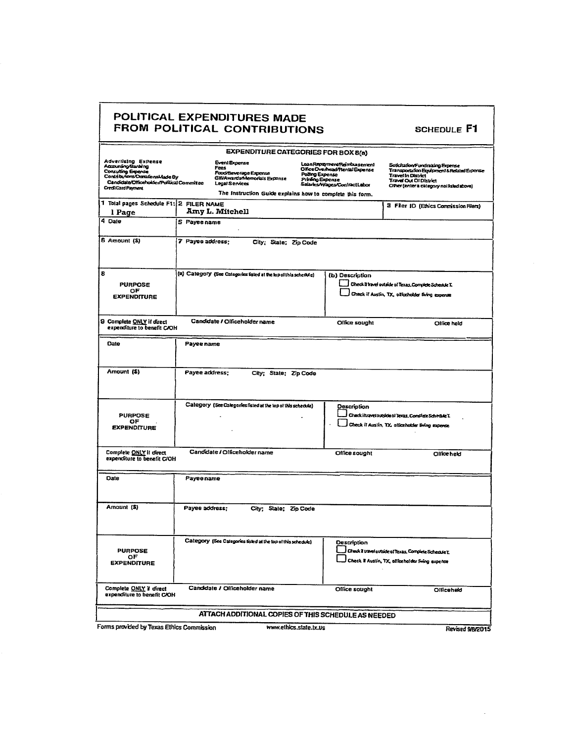# POLITICAL EXPENDITURES MADE FROM POLITICAL CONTRIBUTIONS

SCHEDULE F1

**EXPENDITURE CATEGORIES FOR BOX 8(a)**

| | | | |
|---|---|---|---|
| Advertising Expense | Event Expense | Loan Repayment/Reimbursement | Solicitation/Fundraising Expense |
| Accounting/Banking | Fees | Office Overhead/Rental Expense | Transportation Equipment & Related Expense |
| Consulting Expense | Food/Beverage Expense | Polling Expense | Travel In District |
| Contributions/Donations Made By Candidate/Officeholder/Political Committee | Gift/Awards/Memorials Expense | Printing Expense | Travel Out Of District |
| Credit Card Payment | Legal Services | Salaries/Wages/Contract Labor | Other (enter a category not listed above) |

The Instruction Guide explains how to complete this form.

| | | | |
|---|---|---|---|
| 1 Total pages Schedule F1: 1 Page | 2 FILER NAME Amy L. Mitchell | | 3 Filer ID (Ethics Commission Filers) |
| 4 Date | 5 Payee name | | |
| 6 Amount ($) | 7 Payee address; City; State; Zip Code | | |
| 8 PURPOSE OF EXPENDITURE | (a) Category (See Categories listed at the top of this schedule) | (b) Description ☐ Check if travel outside of Texas. Complete Schedule T. ☐ Check if Austin, TX, officeholder living expense | |
| 9 Complete ONLY if direct expenditure to benefit C/OH | Candidate / Officeholder name | Office sought | Office held |
| Date | Payee name | | |
| Amount ($) | Payee address; City; State; Zip Code | | |
| PURPOSE OF EXPENDITURE | Category (See Categories listed at the top of this schedule) | Description ☐ Check if travel outside of Texas. Complete Schedule T. ☐ Check if Austin, TX, officeholder living expense | |
| Complete ONLY if direct expenditure to benefit C/OH | Candidate / Officeholder name | Office sought | Office held |
| Date | Payee name | | |
| Amount ($) | Payee address; City; State; Zip Code | | |
| PURPOSE OF EXPENDITURE | Category (See Categories listed at the top of this schedule) | Description ☐ Check if travel outside of Texas. Complete Schedule T. ☐ Check if Austin, TX, officeholder living expense | |
| Complete ONLY if direct expenditure to benefit C/OH | Candidate / Officeholder name | Office sought | Office held |

ATTACH ADDITIONAL COPIES OF THIS SCHEDULE AS NEEDED

Forms provided by Texas Ethics Commission www.ethics.state.tx.us Revised 9/8/2015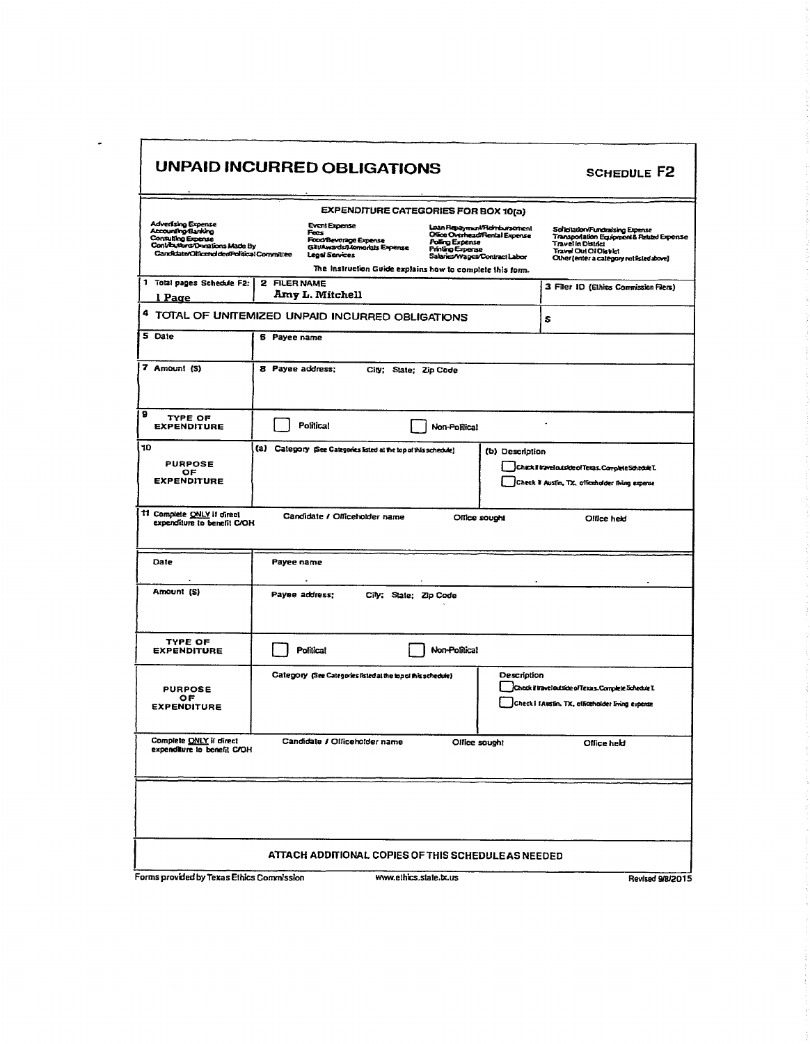# UNPAID INCURRED OBLIGATIONS

**SCHEDULE F2**

**EXPENDITURE CATEGORIES FOR BOX 10(a)**

| | | | |
|---|---|---|---|
| Advertising Expense<br>Accounting/Banking<br>Consulting Expense<br>Contributions/Donations Made By Candidate/Officeholder/Political Committee | Event Expense<br>Fees<br>Food/Beverage Expense<br>Gift/Awards/Memorials Expense<br>Legal Services | Loan Repayment/Reimbursement<br>Office Overhead/Rental Expense<br>Polling Expense<br>Printing Expense<br>Salaries/Wages/Contract Labor | Solicitation/Fundraising Expense<br>Transportation Equipment & Related Expense<br>Travel In District<br>Travel Out Of District<br>Other (enter a category not listed above) |

The Instruction Guide explains how to complete this form.

| | | |
|---|---|---|
| 1 Total pages Schedule F2: 1 Page | 2 FILER NAME Amy L. Mitchell | 3 Filer ID (Ethics Commission Filers) |
| 4 TOTAL OF UNITEMIZED UNPAID INCURRED OBLIGATIONS | | $ |

| | |
|---|---|
| 5 Date | 6 Payee name |
| 7 Amount ($) | 8 Payee address; City; State; Zip Code |
| 9 TYPE OF EXPENDITURE | ☐ Political ☐ Non-Political |
| 10 PURPOSE OF EXPENDITURE | (a) Category (See Categories listed at the top of this schedule) — (b) Description ☐ Check if travel outside of Texas. Complete Schedule T. ☐ Check if Austin, TX, officeholder living expense |
| 11 Complete ONLY if direct expenditure to benefit C/OH | Candidate / Officeholder name — Office sought — Office held |

| | |
|---|---|
| Date | Payee name |
| Amount ($) | Payee address; City; State; Zip Code |
| TYPE OF EXPENDITURE | ☐ Political ☐ Non-Political |
| PURPOSE OF EXPENDITURE | Category (See Categories listed at the top of this schedule) — Description ☐ Check if travel outside of Texas. Complete Schedule T. ☐ Check if Austin, TX, officeholder living expense |
| Complete ONLY if direct expenditure to benefit C/OH | Candidate / Officeholder name — Office sought — Office held |

**ATTACH ADDITIONAL COPIES OF THIS SCHEDULE AS NEEDED**

Forms provided by Texas Ethics Commission www.ethics.state.tx.us Revised 9/8/2015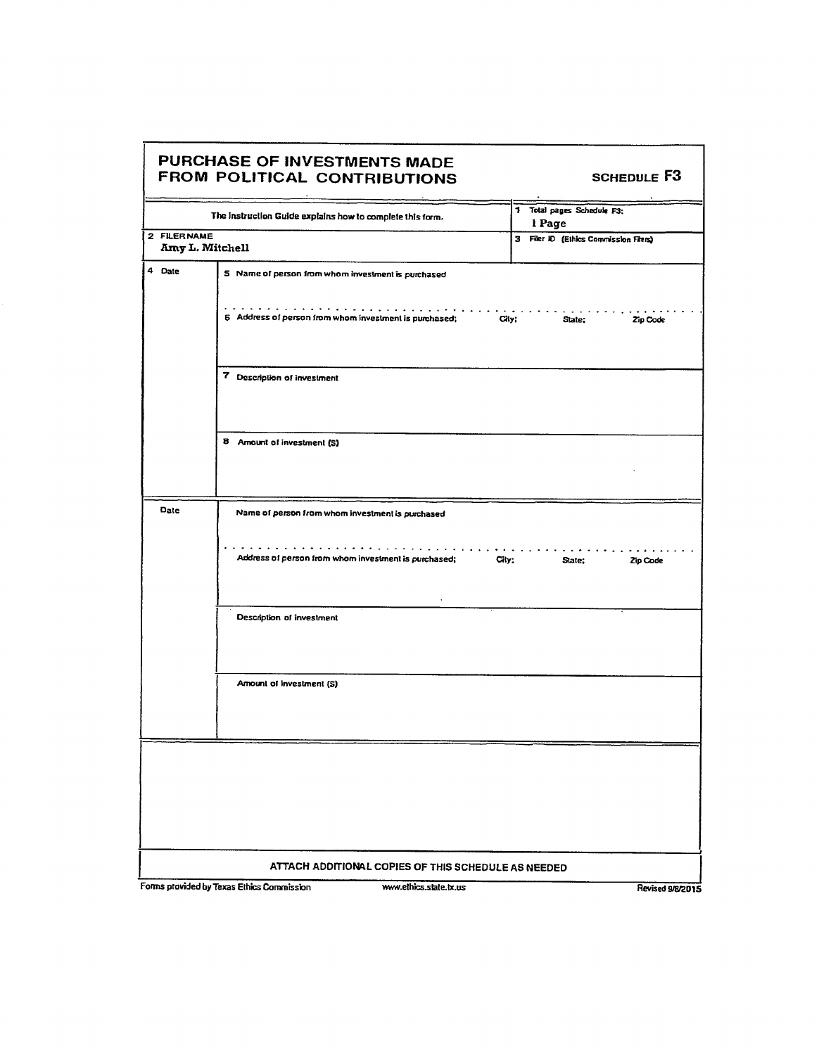# PURCHASE OF INVESTMENTS MADE FROM POLITICAL CONTRIBUTIONS

**SCHEDULE F3**

The Instruction Guide explains how to complete this form.

1 Total pages Schedule F3: 1 Page

2 FILER NAME
Amy L. Mitchell

3 Filer ID (Ethics Commission Filers)

| 4 Date | |
|---|---|
| | 5 Name of person from whom investment is purchased |
| | 6 Address of person from whom investment is purchased; City; State; Zip Code |
| | 7 Description of investment |
| | 8 Amount of investment ($) |

| Date | |
|---|---|
| | Name of person from whom investment is purchased |
| | Address of person from whom investment is purchased; City; State; Zip Code |
| | Description of investment |
| | Amount of investment ($) |

ATTACH ADDITIONAL COPIES OF THIS SCHEDULE AS NEEDED

Forms provided by Texas Ethics Commission www.ethics.state.tx.us Revised 9/8/2015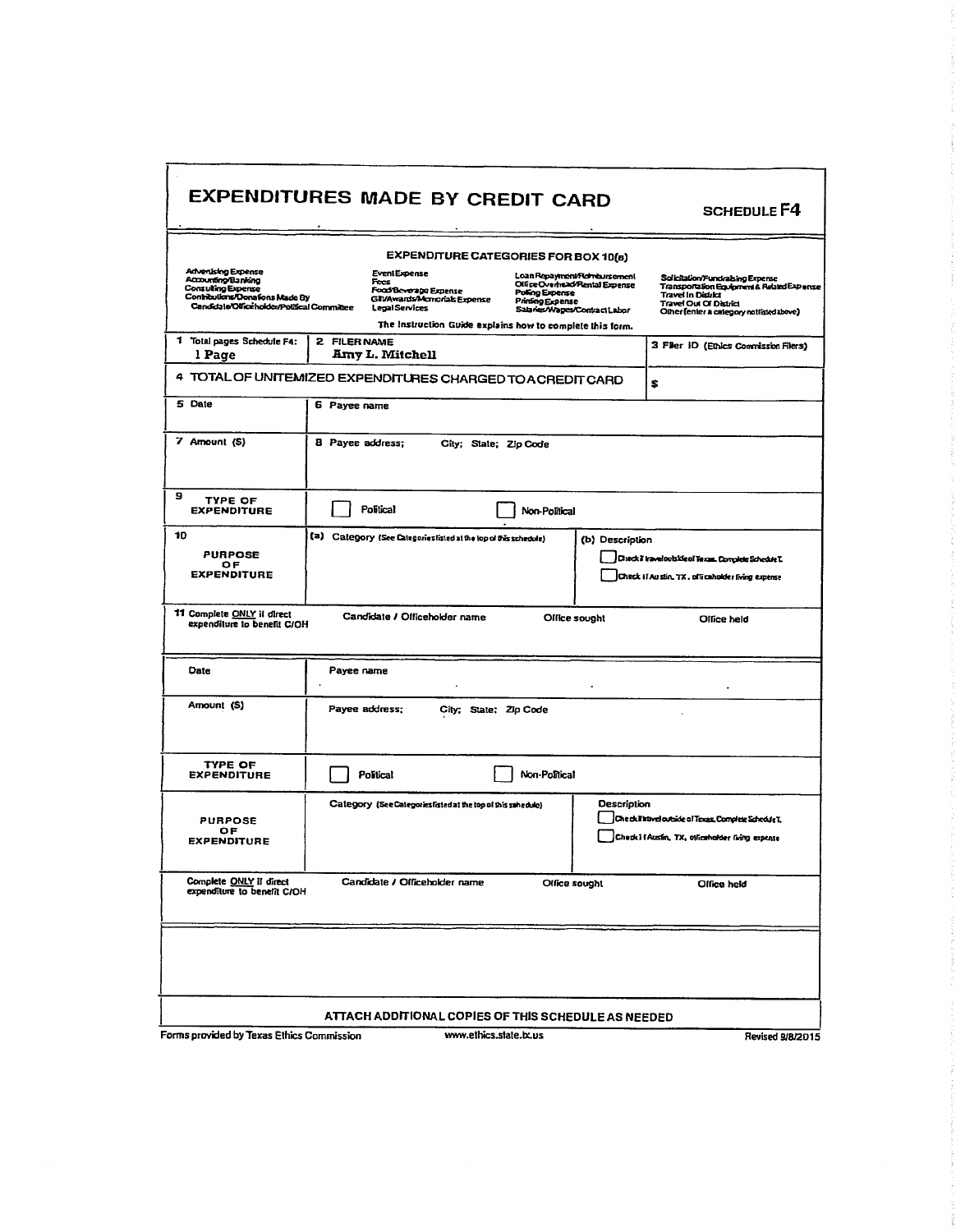# EXPENDITURES MADE BY CREDIT CARD

**SCHEDULE F4**

**EXPENDITURE CATEGORIES FOR BOX 10(a)**

| | | | |
|---|---|---|---|
| Advertising Expense<br>Accounting/Banking<br>Consulting Expense<br>Contributions/Donations Made By Candidate/Officeholder/Political Committee | Event Expense<br>Fees<br>Food/Beverage Expense<br>Gift/Awards/Memorials Expense<br>Legal Services | Loan Repayment/Reimbursement<br>Office Overhead/Rental Expense<br>Polling Expense<br>Printing Expense<br>Salaries/Wages/Contract Labor | Solicitation/Fundraising Expense<br>Transportation Equipment & Related Expense<br>Travel In District<br>Travel Out Of District<br>Other (enter a category not listed above) |

The Instruction Guide explains how to complete this form.

| | | |
|---|---|---|
| 1 Total pages Schedule F4: 1 Page | 2 FILER NAME **Amy L. Mitchell** | 3 Filer ID (Ethics Commission Filers) |
| 4 TOTAL OF UNITEMIZED EXPENDITURES CHARGED TO A CREDIT CARD | | $ |

| | | |
|---|---|---|
| 5 Date | 6 Payee name | |
| 7 Amount ($) | 8 Payee address; City; State; Zip Code | |
| 9 TYPE OF EXPENDITURE | ☐ Political ☐ Non-Political | |
| 10 PURPOSE OF EXPENDITURE | (a) Category (See Categories listed at the top of this schedule) | (b) Description<br>☐ Check if travel outside of Texas. Complete Schedule T.<br>☐ Check if Austin, TX, officeholder living expense |
| 11 Complete ONLY if direct expenditure to benefit C/OH | Candidate / Officeholder name · Office sought | Office held |

| | | |
|---|---|---|
| Date | Payee name | |
| Amount ($) | Payee address; City; State; Zip Code | |
| TYPE OF EXPENDITURE | ☐ Political ☐ Non-Political | |
| PURPOSE OF EXPENDITURE | Category (See Categories listed at the top of this schedule) | Description<br>☐ Check if travel outside of Texas. Complete Schedule T.<br>☐ Check if Austin, TX, officeholder living expense |
| Complete ONLY if direct expenditure to benefit C/OH | Candidate / Officeholder name · Office sought | Office held |

**ATTACH ADDITIONAL COPIES OF THIS SCHEDULE AS NEEDED**

Forms provided by Texas Ethics Commission www.ethics.state.tx.us Revised 9/8/2015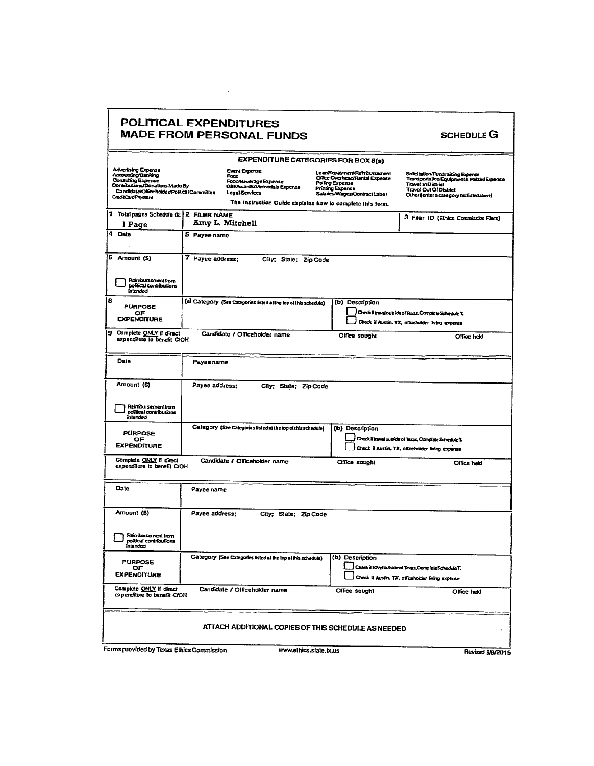# POLITICAL EXPENDITURES MADE FROM PERSONAL FUNDS

**SCHEDULE G**

### EXPENDITURE CATEGORIES FOR BOX 8(a)

| | | | |
|---|---|---|---|
| Advertising Expense<br>Accounting/Banking<br>Consulting Expense<br>Contributions/Donations Made By Candidate/Officeholder/Political Committee<br>Credit Card Payment | Event Expense<br>Fees<br>Food/Beverage Expense<br>Gift/Awards/Memorials Expense<br>Legal Services | Loan Repayment/Reimbursement<br>Office Overhead/Rental Expense<br>Polling Expense<br>Printing Expense<br>Salaries/Wages/Contract Labor | Solicitation/Fundraising Expense<br>Transportation Equipment & Related Expense<br>Travel In District<br>Travel Out Of District<br>Other (enter a category not listed above) |

The Instruction Guide explains how to complete this form.

| | | |
|---|---|---|
| 1 Total pages Schedule G: I Page | 2 FILER NAME Amy L. Mitchell | 3 Filer ID (Ethics Commission Filers) |

| | |
|---|---|
| 4 Date | 5 Payee name |
| 6 Amount ($)<br>☐ Reimbursement from political contributions intended | 7 Payee address; City; State; Zip Code |
| 8 PURPOSE OF EXPENDITURE | (a) Category (See Categories listed at the top of this schedule) / (b) Description<br>☐ Check if travel outside of Texas. Complete Schedule T.<br>☐ Check if Austin, TX, officeholder living expense |
| 9 Complete ONLY if direct expenditure to benefit C/OH | Candidate / Officeholder name / Office sought / Office held |

| | |
|---|---|
| Date | Payee name |
| Amount ($)<br>☐ Reimbursement from political contributions intended | Payee address; City; State; Zip Code |
| PURPOSE OF EXPENDITURE | Category (See Categories listed at the top of this schedule) / (b) Description<br>☐ Check if travel outside of Texas. Complete Schedule T.<br>☐ Check if Austin, TX, officeholder living expense |
| Complete ONLY if direct expenditure to benefit C/OH | Candidate / Officeholder name / Office sought / Office held |

| | |
|---|---|
| Date | Payee name |
| Amount ($)<br>☐ Reimbursement from political contributions intended | Payee address; City; State; Zip Code |
| PURPOSE OF EXPENDITURE | Category (See Categories listed at the top of this schedule) / (b) Description<br>☐ Check if travel outside of Texas. Complete Schedule T.<br>☐ Check if Austin, TX, officeholder living expense |
| Complete ONLY if direct expenditure to benefit C/OH | Candidate / Officeholder name / Office sought / Office held |

ATTACH ADDITIONAL COPIES OF THIS SCHEDULE AS NEEDED

Forms provided by Texas Ethics Commission www.ethics.state.tx.us Revised 9/8/2015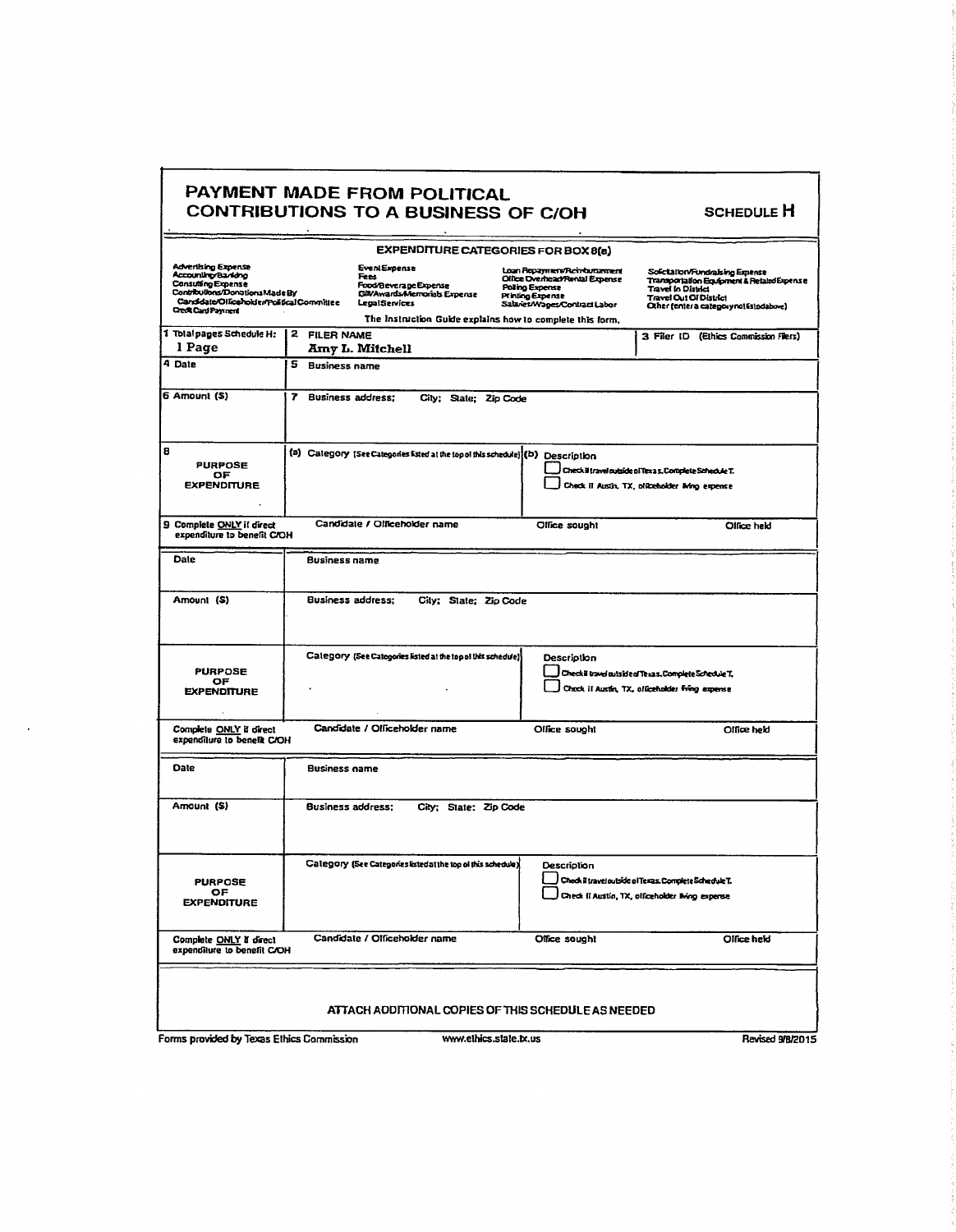# PAYMENT MADE FROM POLITICAL CONTRIBUTIONS TO A BUSINESS OF C/OH

**SCHEDULE H**

**EXPENDITURE CATEGORIES FOR BOX 8(a)**

| | | | |
|---|---|---|---|
| Advertising Expense<br>Accounting/Banking<br>Consulting Expense<br>Contributions/Donations Made By Candidate/Officeholder/Political Committee<br>Credit Card Payment | Event Expense<br>Fees<br>Food/Beverage Expense<br>Gift/Awards/Memorials Expense<br>Legal Services | Loan Repayment/Reimbursement<br>Office Overhead/Rental Expense<br>Polling Expense<br>Printing Expense<br>Salaries/Wages/Contract Labor | Solicitation/Fundraising Expense<br>Transportation Equipment & Related Expense<br>Travel In District<br>Travel Out Of District<br>Other (enter a category not listed above) |

The Instruction Guide explains how to complete this form.

| | | |
|---|---|---|
| 1 Total pages Schedule H:<br>1 Page | 2 FILER NAME<br>Amy L. Mitchell | 3 Filer ID (Ethics Commission Filers) |
| 4 Date | 5 Business name | |
| 6 Amount ($) | 7 Business address; City; State; Zip Code | |
| 8 PURPOSE OF EXPENDITURE | (a) Category (See Categories listed at the top of this schedule) | (b) Description<br>☐ Check if travel outside of Texas. Complete Schedule T.<br>☐ Check if Austin, TX, officeholder living expense |
| 9 Complete ONLY if direct expenditure to benefit C/OH | Candidate / Officeholder name | Office sought / Office held |

| | | |
|---|---|---|
| Date | Business name | |
| Amount ($) | Business address; City; State; Zip Code | |
| PURPOSE OF EXPENDITURE | Category (See Categories listed at the top of this schedule) | Description<br>☐ Check if travel outside of Texas. Complete Schedule T.<br>☐ Check if Austin, TX, officeholder living expense |
| Complete ONLY if direct expenditure to benefit C/OH | Candidate / Officeholder name | Office sought / Office held |

| | | |
|---|---|---|
| Date | Business name | |
| Amount ($) | Business address; City; State; Zip Code | |
| PURPOSE OF EXPENDITURE | Category (See Categories listed at the top of this schedule) | Description<br>☐ Check if travel outside of Texas. Complete Schedule T.<br>☐ Check if Austin, TX, officeholder living expense |
| Complete ONLY if direct expenditure to benefit C/OH | Candidate / Officeholder name | Office sought / Office held |

ATTACH ADDITIONAL COPIES OF THIS SCHEDULE AS NEEDED

Forms provided by Texas Ethics Commission www.ethics.state.tx.us Revised 9/8/2015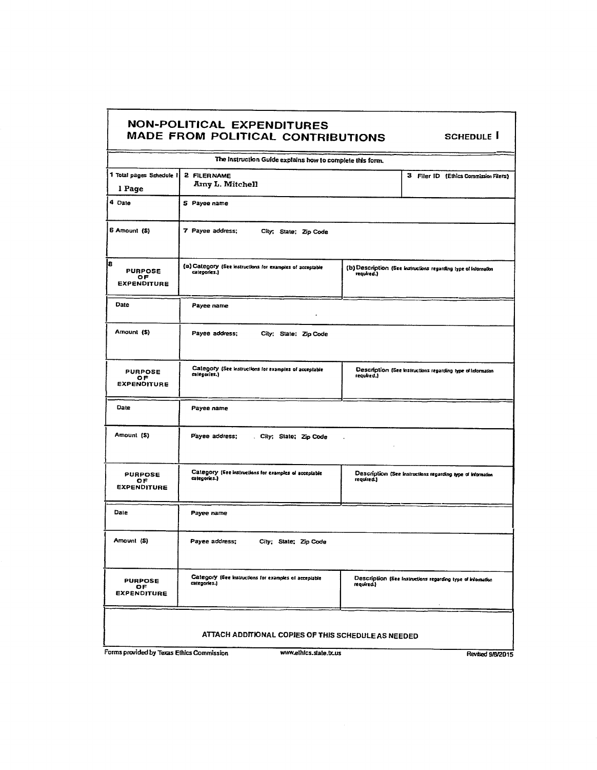# NON-POLITICAL EXPENDITURES MADE FROM POLITICAL CONTRIBUTIONS

**SCHEDULE I**

The Instruction Guide explains how to complete this form.

| | | |
|---|---|---|
| 1 Total pages Schedule I<br>1 Page | 2 FILER NAME<br>Amy L. Mitchell | 3 Filer ID (Ethics Commission Filers) |
| 4 Date | 5 Payee name | |
| 6 Amount ($) | 7 Payee address; City; State; Zip Code | |
| 8 PURPOSE OF EXPENDITURE | (a) Category (See instructions for examples of acceptable categories.) | (b) Description (See instructions regarding type of information required.) |
| Date | Payee name | |
| Amount ($) | Payee address; City; State; Zip Code | |
| PURPOSE OF EXPENDITURE | Category (See instructions for examples of acceptable categories.) | Description (See instructions regarding type of information required.) |
| Date | Payee name | |
| Amount ($) | Payee address; City; State; Zip Code | |
| PURPOSE OF EXPENDITURE | Category (See instructions for examples of acceptable categories.) | Description (See instructions regarding type of information required.) |
| Date | Payee name | |
| Amount ($) | Payee address; City; State; Zip Code | |
| PURPOSE OF EXPENDITURE | Category (See instructions for examples of acceptable categories.) | Description (See instructions regarding type of information required.) |

ATTACH ADDITIONAL COPIES OF THIS SCHEDULE AS NEEDED

Forms provided by Texas Ethics Commission    www.ethics.state.tx.us    Revised 9/8/2015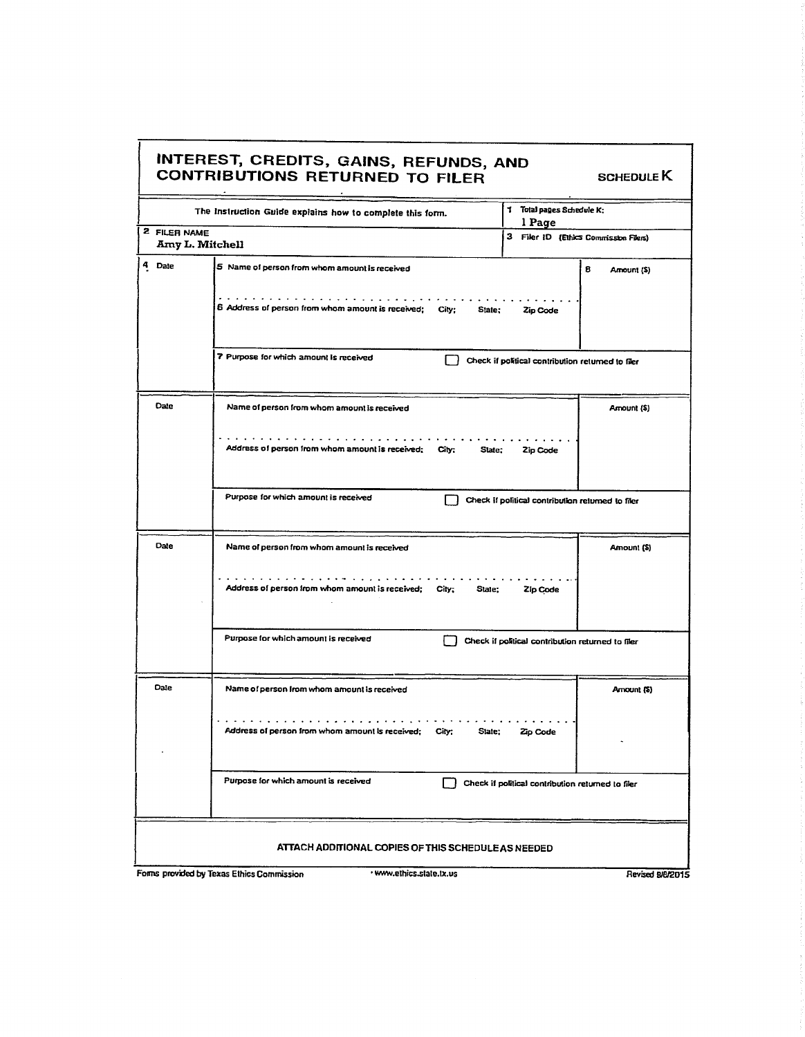# INTEREST, CREDITS, GAINS, REFUNDS, AND CONTRIBUTIONS RETURNED TO FILER

**SCHEDULE K**

| | |
|---|---|
| The Instruction Guide explains how to complete this form. | 1 Total pages Schedule K: 1 Page |
| 2 FILER NAME Amy L. Mitchell | 3 Filer ID (Ethics Commission Filers) |

| 4 Date | 5 Name of person from whom amount is received / 6 Address of person from whom amount is received; City; State; Zip Code | 8 Amount ($) |
|---|---|---|
| | 7 Purpose for which amount is received ☐ Check if political contribution returned to filer | |
| Date | Name of person from whom amount is received / Address of person from whom amount is received; City; State; Zip Code | Amount ($) |
| | Purpose for which amount is received ☐ Check if political contribution returned to filer | |
| Date | Name of person from whom amount is received / Address of person from whom amount is received; City; State; Zip Code | Amount ($) |
| | Purpose for which amount is received ☐ Check if political contribution returned to filer | |
| Date | Name of person from whom amount is received / Address of person from whom amount is received; City; State; Zip Code | Amount ($) |
| | Purpose for which amount is received ☐ Check if political contribution returned to filer | |

ATTACH ADDITIONAL COPIES OF THIS SCHEDULE AS NEEDED

Forms provided by Texas Ethics Commission www.ethics.state.tx.us Revised 9/8/2015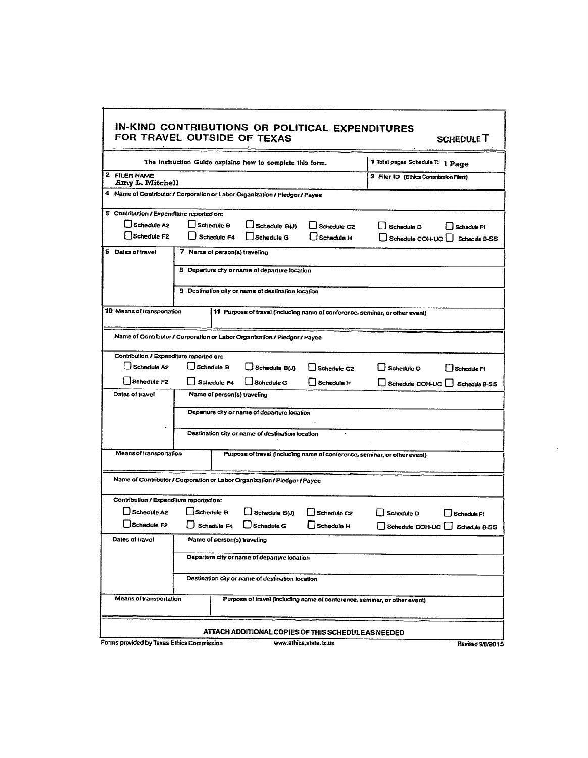# IN-KIND CONTRIBUTIONS OR POLITICAL EXPENDITURES FOR TRAVEL OUTSIDE OF TEXAS

**SCHEDULE T**

The Instruction Guide explains how to complete this form.

1 Total pages Schedule T: 1 Page

2 FILER NAME
Amy L. Mitchell

3 Filer ID (Ethics Commission Filers)

4 Name of Contributor / Corporation or Labor Organization / Pledgor / Payee

5 Contribution / Expenditure reported on:

☐ Schedule A2 ☐ Schedule B ☐ Schedule B(J) ☐ Schedule C2 ☐ Schedule D ☐ Schedule F1
☐ Schedule F2 ☐ Schedule F4 ☐ Schedule G ☐ Schedule H ☐ Schedule COH-UC ☐ Schedule B-SS

6 Dates of travel

7 Name of person(s) traveling

8 Departure city or name of departure location

9 Destination city or name of destination location

10 Means of transportation

11 Purpose of travel (including name of conference, seminar, or other event)

---

Name of Contributor / Corporation or Labor Organization / Pledgor / Payee

Contribution / Expenditure reported on:

☐ Schedule A2 ☐ Schedule B ☐ Schedule B(J) ☐ Schedule C2 ☐ Schedule D ☐ Schedule F1
☐ Schedule F2 ☐ Schedule F4 ☐ Schedule G ☐ Schedule H ☐ Schedule COH-UC ☐ Schedule B-SS

Dates of travel

Name of person(s) traveling

Departure city or name of departure location

Destination city or name of destination location

Means of transportation

Purpose of travel (including name of conference, seminar, or other event)

---

Name of Contributor / Corporation or Labor Organization / Pledgor / Payee

Contribution / Expenditure reported on:

☐ Schedule A2 ☐ Schedule B ☐ Schedule B(J) ☐ Schedule C2 ☐ Schedule D ☐ Schedule F1
☐ Schedule F2 ☐ Schedule F4 ☐ Schedule G ☐ Schedule H ☐ Schedule COH-UC ☐ Schedule B-SS

Dates of travel

Name of person(s) traveling

Departure city or name of departure location

Destination city or name of destination location

Means of transportation

Purpose of travel (including name of conference, seminar, or other event)

---

**ATTACH ADDITIONAL COPIES OF THIS SCHEDULE AS NEEDED**

Forms provided by Texas Ethics Commission www.ethics.state.tx.us Revised 9/8/2015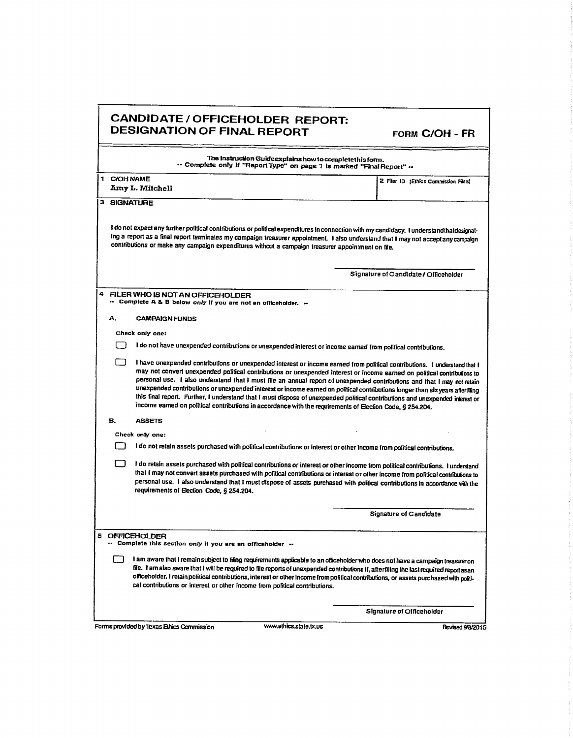# CANDIDATE / OFFICEHOLDER REPORT: DESIGNATION OF FINAL REPORT

**FORM C/OH - FR**

The Instruction Guide explains how to complete this form.
\*\* Complete only if "Report Type" on page 1 is marked "Final Report" \*\*

| | |
|---|---|
| **1 C/OH NAME** Amy L. Mitchell | **2** Filer ID (Ethics Commission Filers) |

## 3 SIGNATURE

I do not expect any further political contributions or political expenditures in connection with my candidacy. I understand that designating a report as a final report terminates my campaign treasurer appointment. I also understand that I may not accept any campaign contributions or make any campaign expenditures without a campaign treasurer appointment on file.

Signature of Candidate / Officeholder

## 4 FILER WHO IS NOT AN OFFICEHOLDER

\*\* Complete A & B below *only* if you are not an officeholder. \*\*

### A. CAMPAIGN FUNDS

Check only one:

☐ I do not have unexpended contributions or unexpended interest or income earned from political contributions.

☐ I have unexpended contributions or unexpended interest or income earned from political contributions. I understand that I may not convert unexpended political contributions or unexpended interest or income earned on political contributions to personal use. I also understand that I must file an annual report of unexpended contributions and that I may not retain unexpended contributions or unexpended interest or income earned on political contributions longer than six years after filing this final report. Further, I understand that I must dispose of unexpended political contributions and unexpended interest or income earned on political contributions in accordance with the requirements of Election Code, § 254.204.

### B. ASSETS

Check only one:

☐ I do not retain assets purchased with political contributions or interest or other income from political contributions.

☐ I do retain assets purchased with political contributions or interest or other income from political contributions. I understand that I may not convert assets purchased with political contributions or interest or other income from political contributions to personal use. I also understand that I must dispose of assets purchased with political contributions in accordance with the requirements of Election Code, § 254.204.

Signature of Candidate

## 5 OFFICEHOLDER

\*\* Complete this section *only* if you are an officeholder \*\*

☐ I am aware that I remain subject to filing requirements applicable to an officeholder who does not have a campaign treasurer on file. I am also aware that I will be required to file reports of unexpended contributions if, after filing the last required report as an officeholder, I retain political contributions, interest or other income from political contributions, or assets purchased with political contributions or interest or other income from political contributions.

Signature of Officeholder

Forms provided by Texas Ethics Commission www.ethics.state.tx.us Revised 9/8/2015